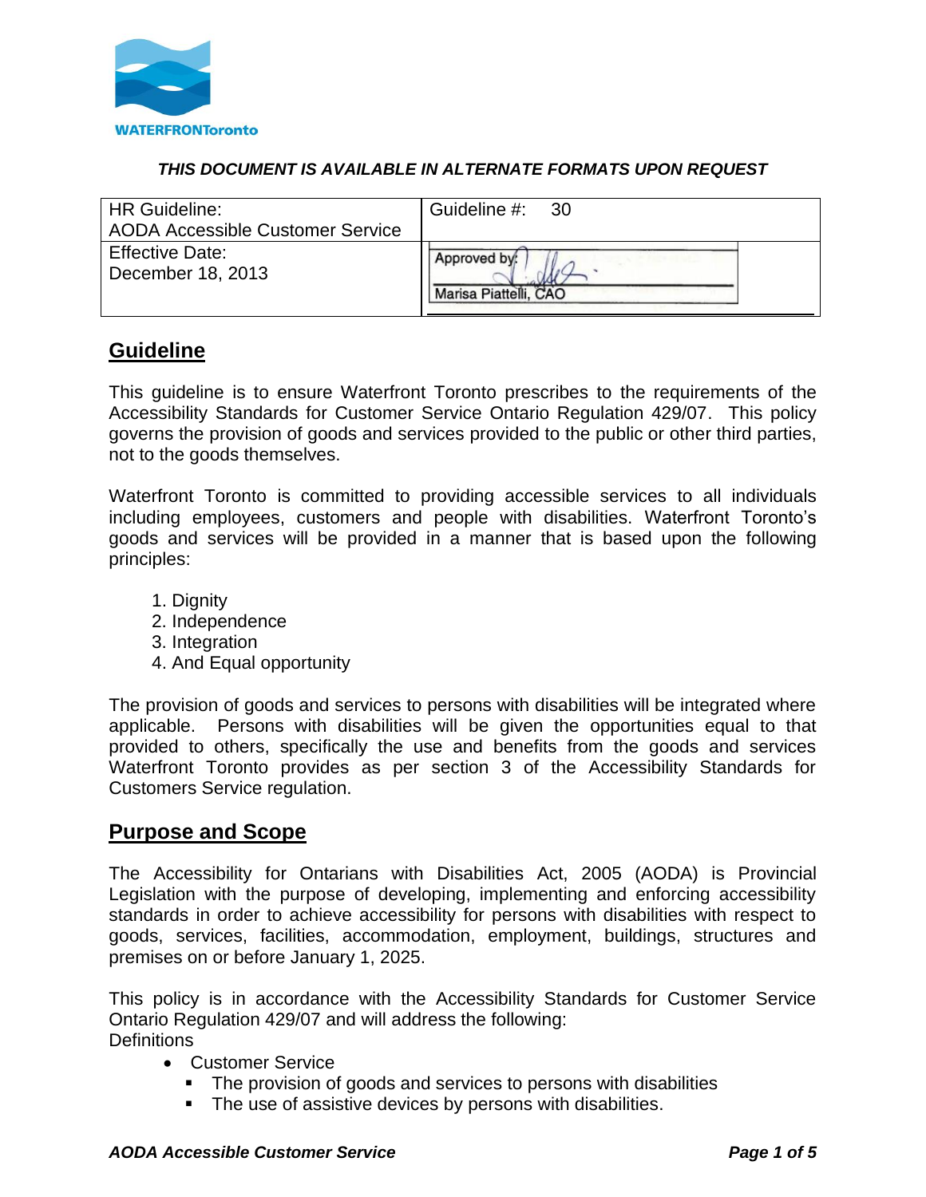*THIS DOCUMENT IS AVAILABLE IN ALTERNATE FORMATS UPON REQUEST*

| HR Guideline: AODA Accessible Customer Service | Guideline #: 30 |
|---|---|
| Effective Date: December 18, 2013 | Approved by: Marisa Piattelli, CAO |

## Guideline

This guideline is to ensure Waterfront Toronto prescribes to the requirements of the Accessibility Standards for Customer Service Ontario Regulation 429/07. This policy governs the provision of goods and services provided to the public or other third parties, not to the goods themselves.

Waterfront Toronto is committed to providing accessible services to all individuals including employees, customers and people with disabilities. Waterfront Toronto's goods and services will be provided in a manner that is based upon the following principles:

1. Dignity
2. Independence
3. Integration
4. And Equal opportunity

The provision of goods and services to persons with disabilities will be integrated where applicable. Persons with disabilities will be given the opportunities equal to that provided to others, specifically the use and benefits from the goods and services Waterfront Toronto provides as per section 3 of the Accessibility Standards for Customers Service regulation.

## Purpose and Scope

The Accessibility for Ontarians with Disabilities Act, 2005 (AODA) is Provincial Legislation with the purpose of developing, implementing and enforcing accessibility standards in order to achieve accessibility for persons with disabilities with respect to goods, services, facilities, accommodation, employment, buildings, structures and premises on or before January 1, 2025.

This policy is in accordance with the Accessibility Standards for Customer Service Ontario Regulation 429/07 and will address the following:
Definitions

- Customer Service
  - The provision of goods and services to persons with disabilities
  - The use of assistive devices by persons with disabilities.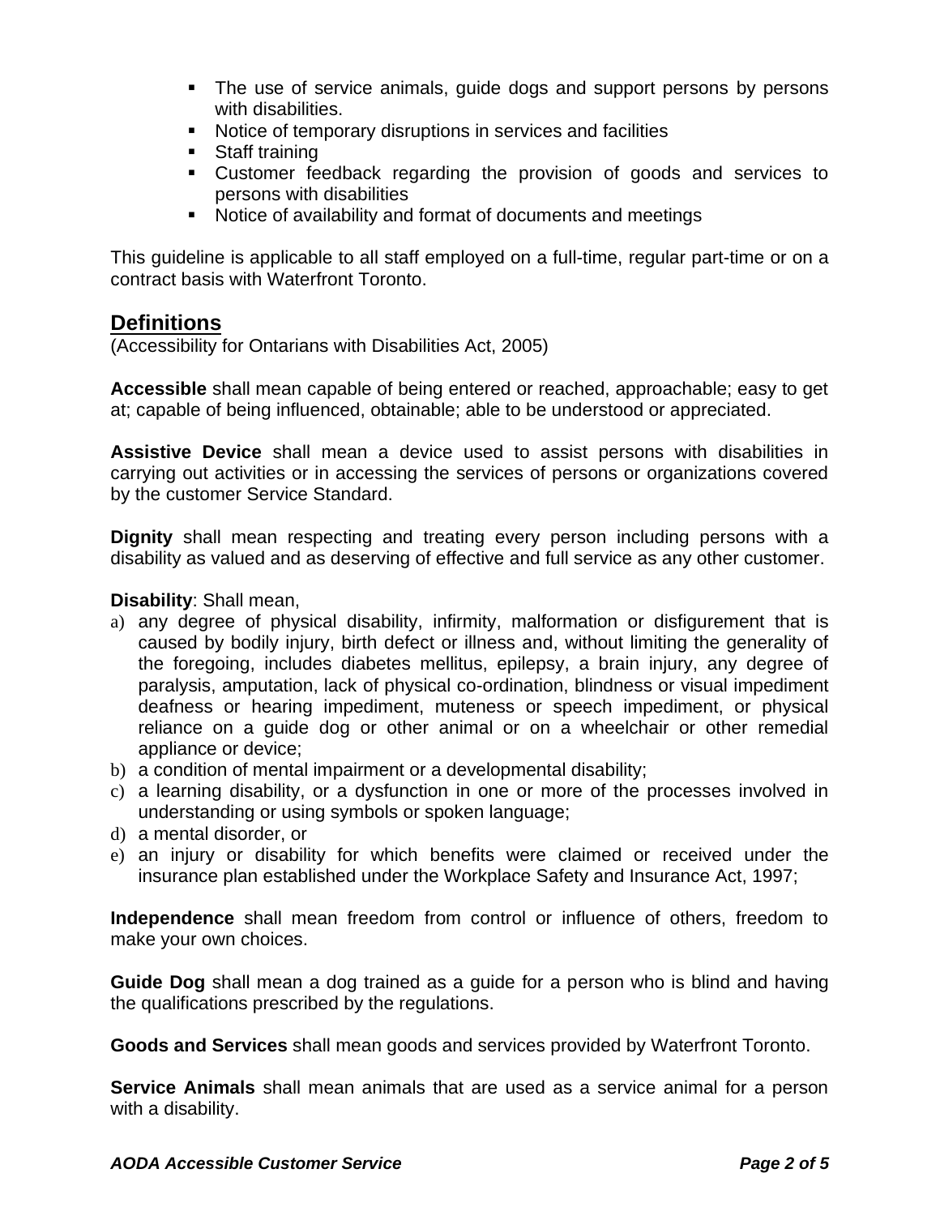- The use of service animals, guide dogs and support persons by persons with disabilities.
- Notice of temporary disruptions in services and facilities
- Staff training
- Customer feedback regarding the provision of goods and services to persons with disabilities
- Notice of availability and format of documents and meetings

This guideline is applicable to all staff employed on a full-time, regular part-time or on a contract basis with Waterfront Toronto.

## Definitions

(Accessibility for Ontarians with Disabilities Act, 2005)

**Accessible** shall mean capable of being entered or reached, approachable; easy to get at; capable of being influenced, obtainable; able to be understood or appreciated.

**Assistive Device** shall mean a device used to assist persons with disabilities in carrying out activities or in accessing the services of persons or organizations covered by the customer Service Standard.

**Dignity** shall mean respecting and treating every person including persons with a disability as valued and as deserving of effective and full service as any other customer.

**Disability**: Shall mean,

a) any degree of physical disability, infirmity, malformation or disfigurement that is caused by bodily injury, birth defect or illness and, without limiting the generality of the foregoing, includes diabetes mellitus, epilepsy, a brain injury, any degree of paralysis, amputation, lack of physical co-ordination, blindness or visual impediment deafness or hearing impediment, muteness or speech impediment, or physical reliance on a guide dog or other animal or on a wheelchair or other remedial appliance or device;
b) a condition of mental impairment or a developmental disability;
c) a learning disability, or a dysfunction in one or more of the processes involved in understanding or using symbols or spoken language;
d) a mental disorder, or
e) an injury or disability for which benefits were claimed or received under the insurance plan established under the Workplace Safety and Insurance Act, 1997;

**Independence** shall mean freedom from control or influence of others, freedom to make your own choices.

**Guide Dog** shall mean a dog trained as a guide for a person who is blind and having the qualifications prescribed by the regulations.

**Goods and Services** shall mean goods and services provided by Waterfront Toronto.

**Service Animals** shall mean animals that are used as a service animal for a person with a disability.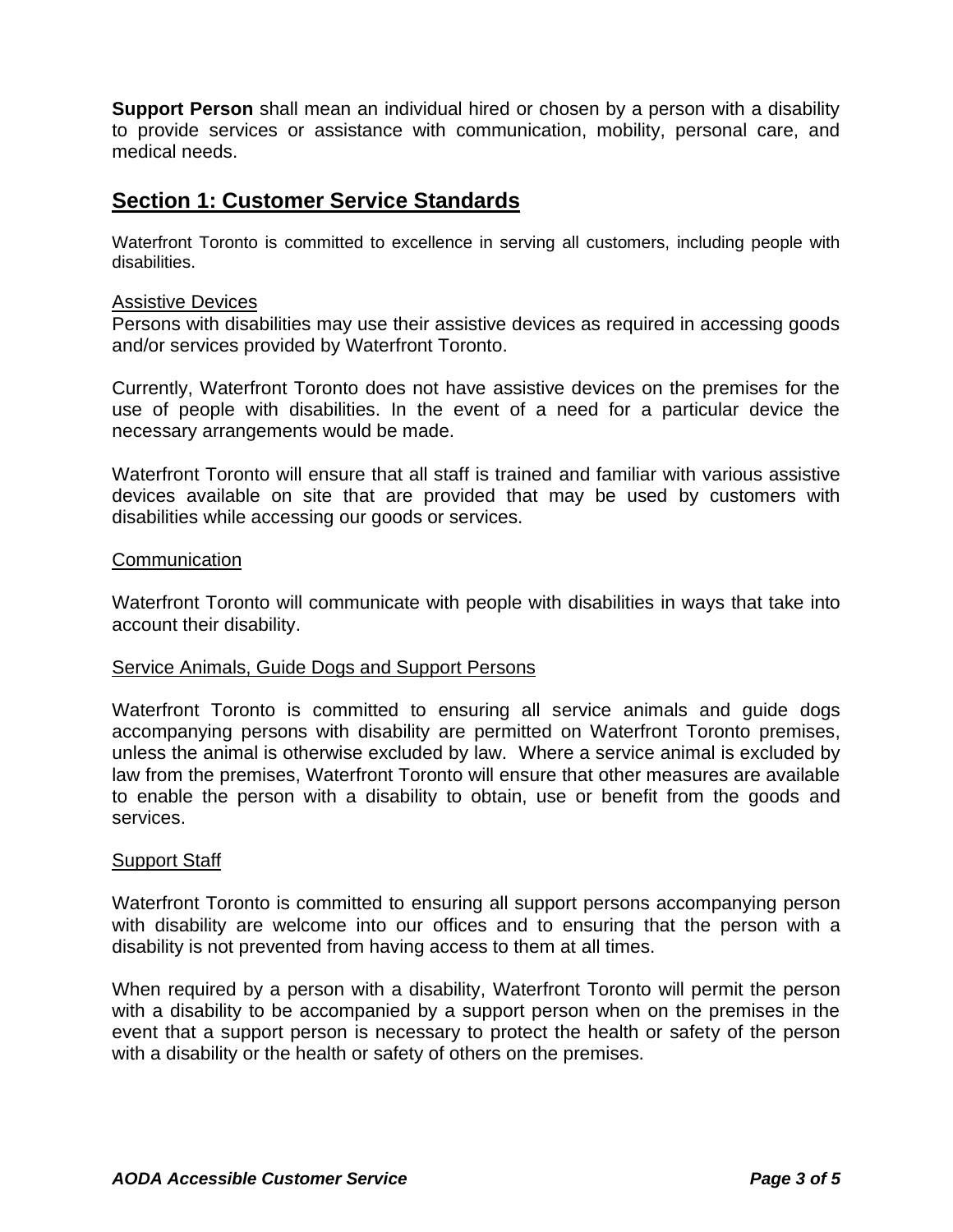**Support Person** shall mean an individual hired or chosen by a person with a disability to provide services or assistance with communication, mobility, personal care, and medical needs.

## Section 1: Customer Service Standards

Waterfront Toronto is committed to excellence in serving all customers, including people with disabilities.

Assistive Devices

Persons with disabilities may use their assistive devices as required in accessing goods and/or services provided by Waterfront Toronto.

Currently, Waterfront Toronto does not have assistive devices on the premises for the use of people with disabilities. In the event of a need for a particular device the necessary arrangements would be made.

Waterfront Toronto will ensure that all staff is trained and familiar with various assistive devices available on site that are provided that may be used by customers with disabilities while accessing our goods or services.

Communication

Waterfront Toronto will communicate with people with disabilities in ways that take into account their disability.

Service Animals, Guide Dogs and Support Persons

Waterfront Toronto is committed to ensuring all service animals and guide dogs accompanying persons with disability are permitted on Waterfront Toronto premises, unless the animal is otherwise excluded by law. Where a service animal is excluded by law from the premises, Waterfront Toronto will ensure that other measures are available to enable the person with a disability to obtain, use or benefit from the goods and services.

Support Staff

Waterfront Toronto is committed to ensuring all support persons accompanying person with disability are welcome into our offices and to ensuring that the person with a disability is not prevented from having access to them at all times.

When required by a person with a disability, Waterfront Toronto will permit the person with a disability to be accompanied by a support person when on the premises in the event that a support person is necessary to protect the health or safety of the person with a disability or the health or safety of others on the premises.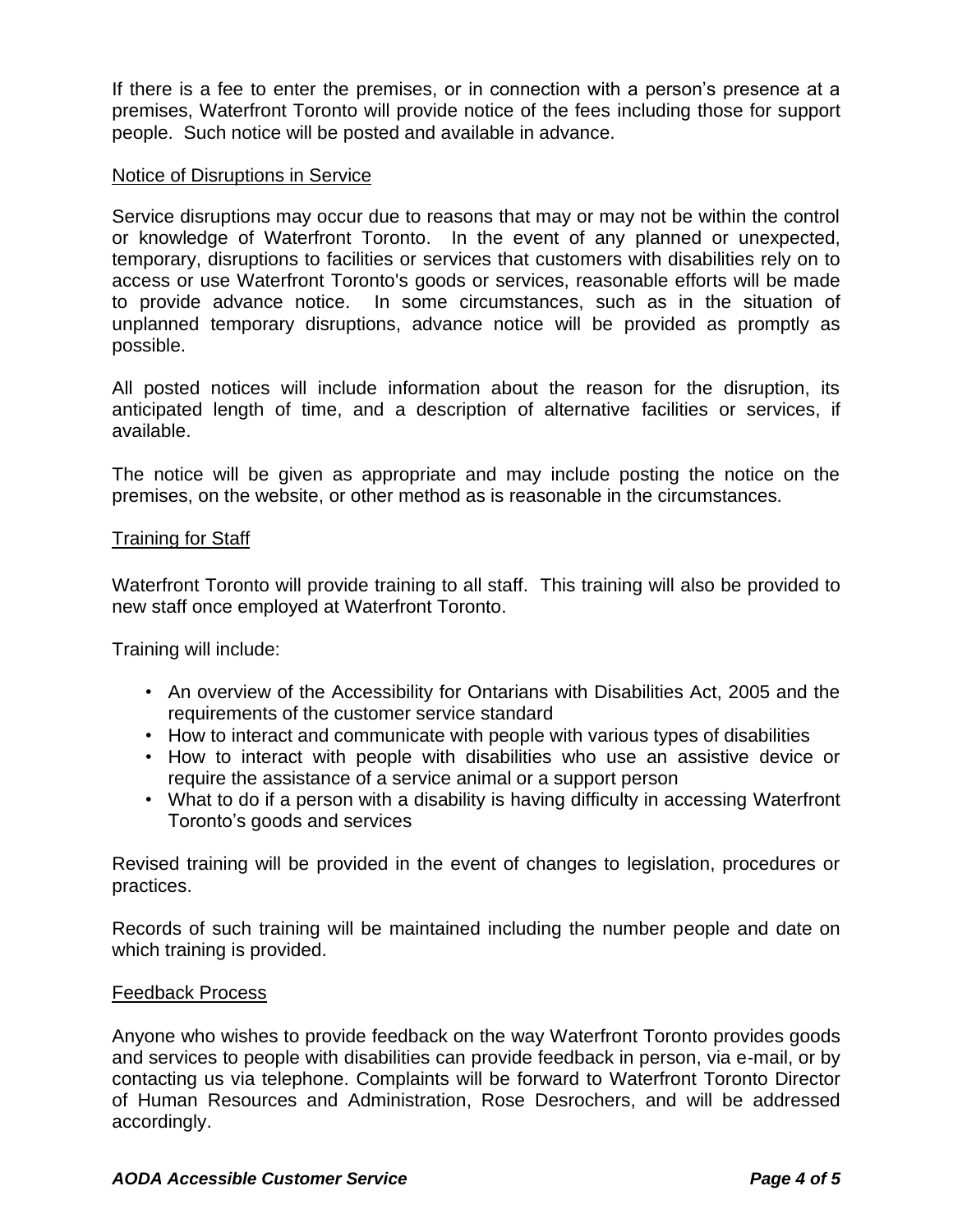If there is a fee to enter the premises, or in connection with a person's presence at a premises, Waterfront Toronto will provide notice of the fees including those for support people. Such notice will be posted and available in advance.

### Notice of Disruptions in Service

Service disruptions may occur due to reasons that may or may not be within the control or knowledge of Waterfront Toronto. In the event of any planned or unexpected, temporary, disruptions to facilities or services that customers with disabilities rely on to access or use Waterfront Toronto's goods or services, reasonable efforts will be made to provide advance notice. In some circumstances, such as in the situation of unplanned temporary disruptions, advance notice will be provided as promptly as possible.

All posted notices will include information about the reason for the disruption, its anticipated length of time, and a description of alternative facilities or services, if available.

The notice will be given as appropriate and may include posting the notice on the premises, on the website, or other method as is reasonable in the circumstances.

### Training for Staff

Waterfront Toronto will provide training to all staff. This training will also be provided to new staff once employed at Waterfront Toronto.

Training will include:

- An overview of the Accessibility for Ontarians with Disabilities Act, 2005 and the requirements of the customer service standard
- How to interact and communicate with people with various types of disabilities
- How to interact with people with disabilities who use an assistive device or require the assistance of a service animal or a support person
- What to do if a person with a disability is having difficulty in accessing Waterfront Toronto's goods and services

Revised training will be provided in the event of changes to legislation, procedures or practices.

Records of such training will be maintained including the number people and date on which training is provided.

### Feedback Process

Anyone who wishes to provide feedback on the way Waterfront Toronto provides goods and services to people with disabilities can provide feedback in person, via e-mail, or by contacting us via telephone. Complaints will be forward to Waterfront Toronto Director of Human Resources and Administration, Rose Desrochers, and will be addressed accordingly.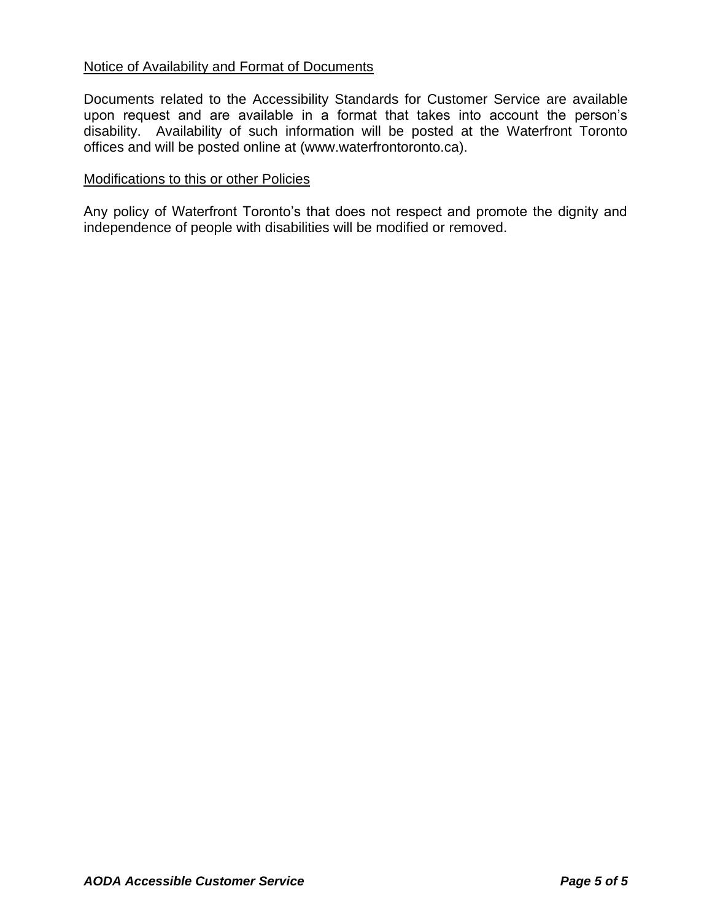## Notice of Availability and Format of Documents

Documents related to the Accessibility Standards for Customer Service are available upon request and are available in a format that takes into account the person's disability. Availability of such information will be posted at the Waterfront Toronto offices and will be posted online at (www.waterfrontoronto.ca).

## Modifications to this or other Policies

Any policy of Waterfront Toronto's that does not respect and promote the dignity and independence of people with disabilities will be modified or removed.